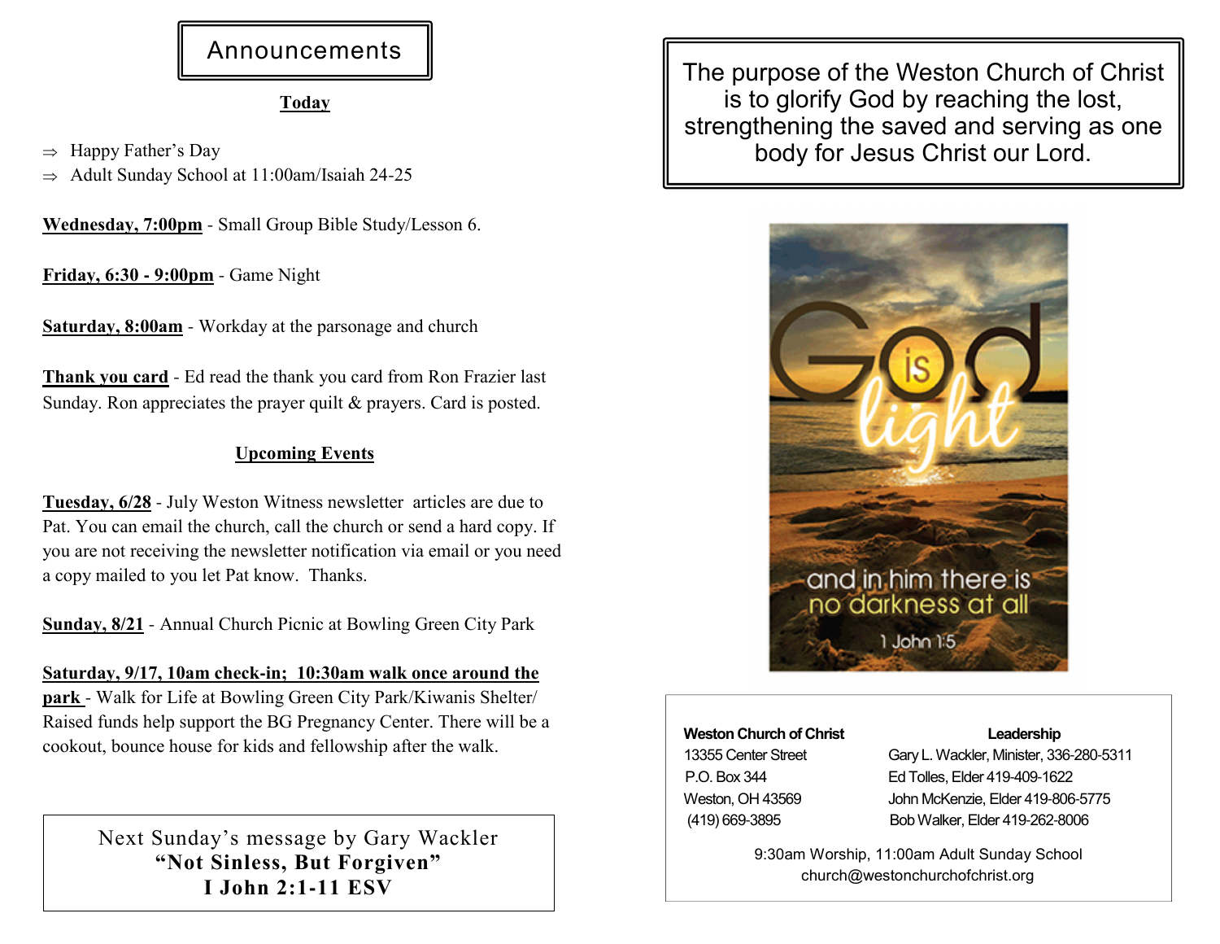# Announcements

## Today

- ⇒ Happy Father's Day
- ⇒ Adult Sunday School at 11:00am/Isaiah 24-25

**Wednesday, 7:00pm** - Small Group Bible Study/Lesson 6.

**Friday, 6:30 - 9:00pm** - Game Night

**Saturday, 8:00am** - Workday at the parsonage and church

**Thank you card** - Ed read the thank you card from Ron Frazier last Sunday. Ron appreciates the prayer quilt & prayers. Card is posted.

## Upcoming Events

**Tuesday, 6/28** - July Weston Witness newsletter articles are due to Pat. You can email the church, call the church or send a hard copy. If you are not receiving the newsletter notification via email or you need a copy mailed to you let Pat know. Thanks.

**Sunday, 8/21** - Annual Church Picnic at Bowling Green City Park

**Saturday, 9/17, 10am check-in; 10:30am walk once around the park** - Walk for Life at Bowling Green City Park/Kiwanis Shelter/ Raised funds help support the BG Pregnancy Center. There will be a cookout, bounce house for kids and fellowship after the walk.

Next Sunday's message by Gary Wackler
**"Not Sinless, But Forgiven"**
**I John 2:1-11 ESV**

The purpose of the Weston Church of Christ is to glorify God by reaching the lost, strengthening the saved and serving as one body for Jesus Christ our Lord.

God is light and in him there is no darkness at all
1 John 1:5

**Weston Church of Christ**
13355 Center Street
P.O. Box 344
Weston, OH 43569
(419) 669-3895

**Leadership**
Gary L. Wackler, Minister, 336-280-5311
Ed Tolles, Elder 419-409-1622
John McKenzie, Elder 419-806-5775
Bob Walker, Elder 419-262-8006

9:30am Worship, 11:00am Adult Sunday School
church@westonchurchofchrist.org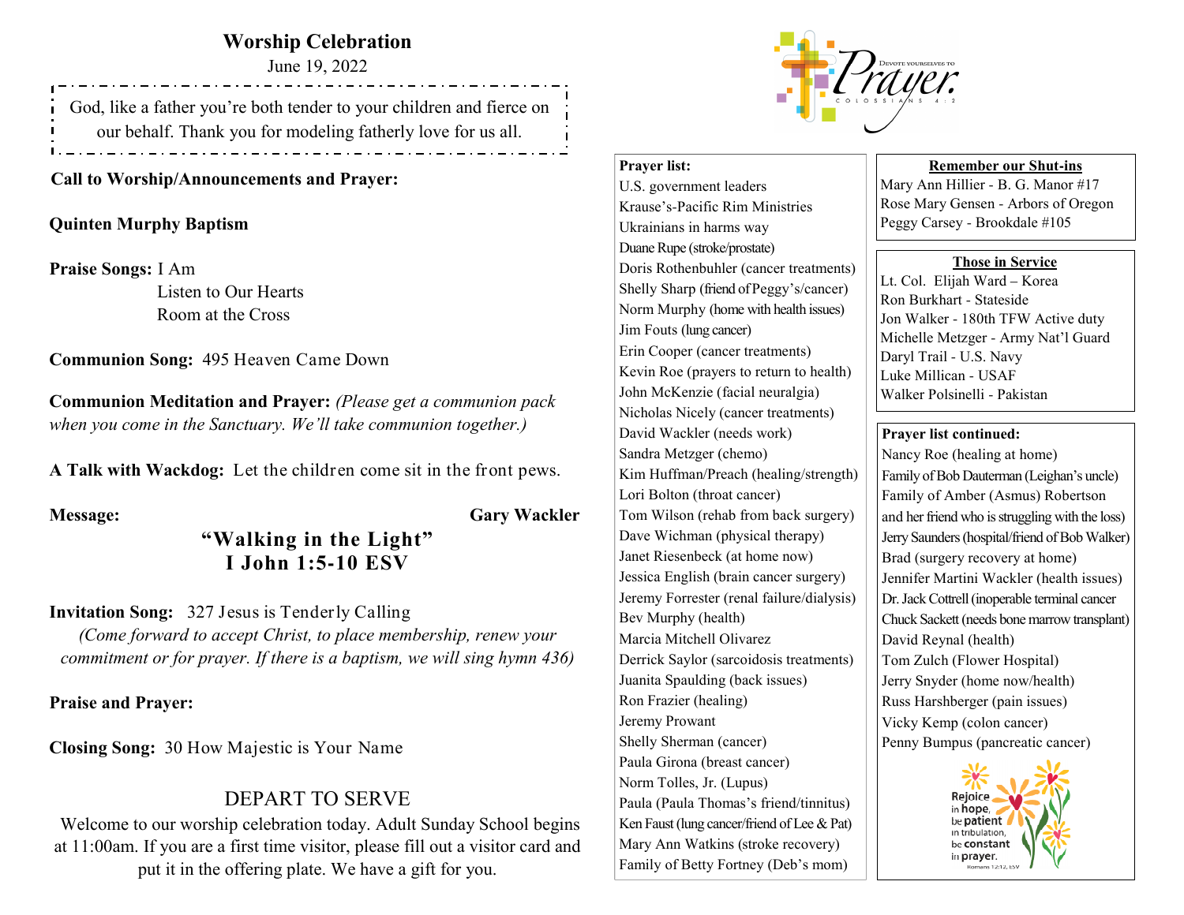## Worship Celebration

June 19, 2022

God, like a father you're both tender to your children and fierce on our behalf. Thank you for modeling fatherly love for us all.

**Call to Worship/Announcements and Prayer:**

**Quinten Murphy Baptism**

**Praise Songs:** I Am
Listen to Our Hearts
Room at the Cross

**Communion Song:** 495 Heaven Came Down

**Communion Meditation and Prayer:** *(Please get a communion pack when you come in the Sanctuary. We'll take communion together.)*

**A Talk with Wackdog:** Let the children come sit in the front pews.

**Message:** **Gary Wackler**

**"Walking in the Light"**
**I John 1:5-10 ESV**

**Invitation Song:** 327 Jesus is Tenderly Calling
*(Come forward to accept Christ, to place membership, renew your commitment or for prayer. If there is a baptism, we will sing hymn 436)*

**Praise and Prayer:**

**Closing Song:** 30 How Majestic is Your Name

## DEPART TO SERVE

Welcome to our worship celebration today. Adult Sunday School begins at 11:00am. If you are a first time visitor, please fill out a visitor card and put it in the offering plate. We have a gift for you.

Devote yourselves to Prayer. Colossians 4:2

**Prayer list:**
U.S. government leaders
Krause's-Pacific Rim Ministries
Ukrainians in harms way
Duane Rupe (stroke/prostate)
Doris Rothenbuhler (cancer treatments)
Shelly Sharp (friend of Peggy's/cancer)
Norm Murphy (home with health issues)
Jim Fouts (lung cancer)
Erin Cooper (cancer treatments)
Kevin Roe (prayers to return to health)
John McKenzie (facial neuralgia)
Nicholas Nicely (cancer treatments)
David Wackler (needs work)
Sandra Metzger (chemo)
Kim Huffman/Preach (healing/strength)
Lori Bolton (throat cancer)
Tom Wilson (rehab from back surgery)
Dave Wichman (physical therapy)
Janet Riesenbeck (at home now)
Jessica English (brain cancer surgery)
Jeremy Forrester (renal failure/dialysis)
Bev Murphy (health)
Marcia Mitchell Olivarez
Derrick Saylor (sarcoidosis treatments)
Juanita Spaulding (back issues)
Ron Frazier (healing)
Jeremy Prowant
Shelly Sherman (cancer)
Paula Girona (breast cancer)
Norm Tolles, Jr. (Lupus)
Paula (Paula Thomas's friend/tinnitus)
Ken Faust (lung cancer/friend of Lee & Pat)
Mary Ann Watkins (stroke recovery)
Family of Betty Fortney (Deb's mom)

**Remember our Shut-ins**
Mary Ann Hillier - B. G. Manor #17
Rose Mary Gensen - Arbors of Oregon
Peggy Carsey - Brookdale #105

**Those in Service**
Lt. Col. Elijah Ward – Korea
Ron Burkhart - Stateside
Jon Walker - 180th TFW Active duty
Michelle Metzger - Army Nat'l Guard
Daryl Trail - U.S. Navy
Luke Millican - USAF
Walker Polsinelli - Pakistan

**Prayer list continued:**
Nancy Roe (healing at home)
Family of Bob Dauterman (Leighan's uncle)
Family of Amber (Asmus) Robertson and her friend who is struggling with the loss)
Jerry Saunders (hospital/friend of Bob Walker)
Brad (surgery recovery at home)
Jennifer Martini Wackler (health issues)
Dr. Jack Cottrell (inoperable terminal cancer
Chuck Sackett (needs bone marrow transplant)
David Reynal (health)
Tom Zulch (Flower Hospital)
Jerry Snyder (home now/health)
Russ Harshberger (pain issues)
Vicky Kemp (colon cancer)
Penny Bumpus (pancreatic cancer)

Rejoice in hope, be patient in tribulation, be constant in prayer. Romans 12:12, ESV